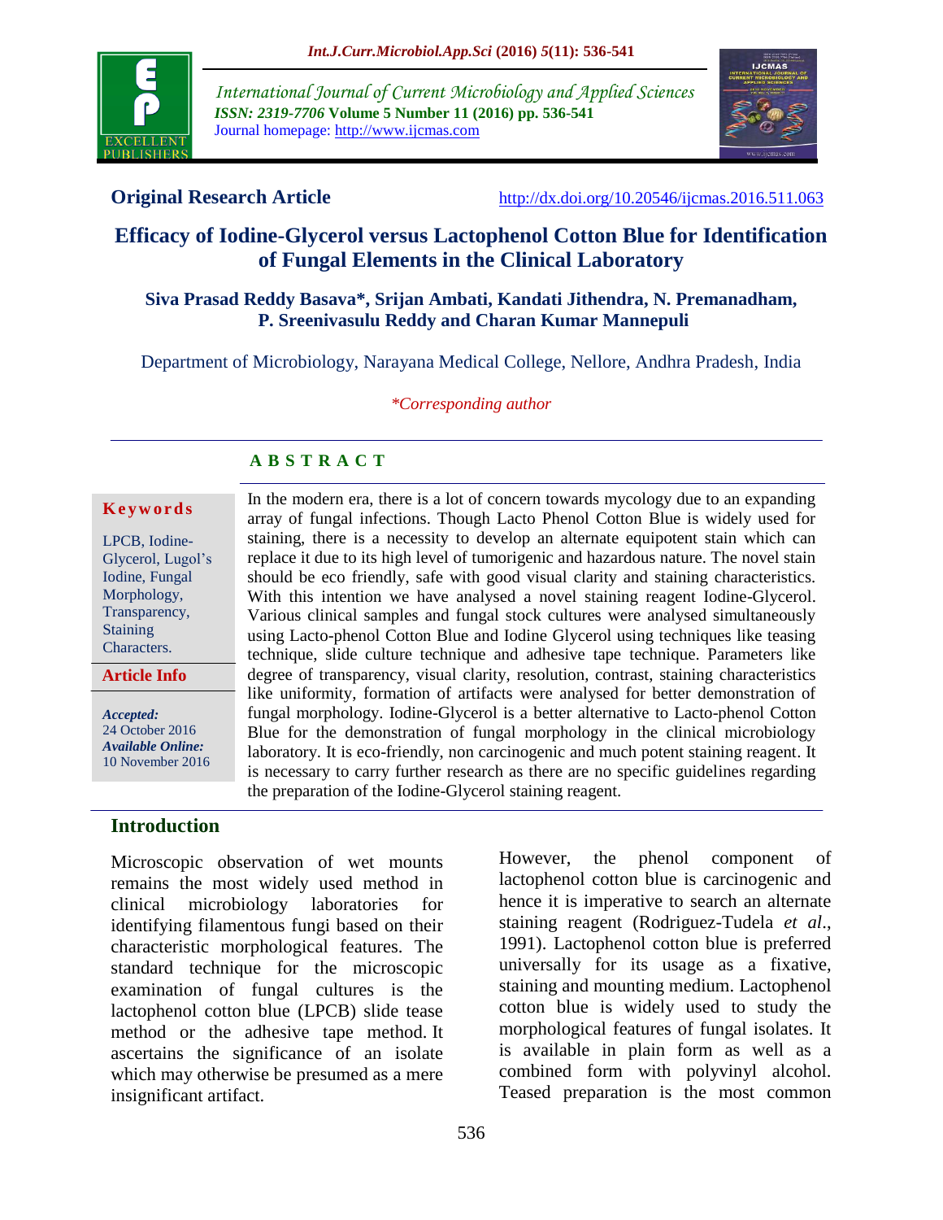**Original Research Article** http://dx.doi.org/10.20546/ijcmas.2016.511.063

# Efficacy of Iodine-Glycerol versus Lactophenol Cotton Blue for Identification of Fungal Elements in the Clinical Laboratory

**Siva Prasad Reddy Basava\*, Srijan Ambati, Kandati Jithendra, N. Premanadham, P. Sreenivasulu Reddy and Charan Kumar Mannepuli**

Department of Microbiology, Narayana Medical College, Nellore, Andhra Pradesh, India

*\*Corresponding author*

## ABSTRACT

**Keywords**

LPCB, Iodine-Glycerol, Lugol's Iodine, Fungal Morphology, Transparency, Staining Characters.

**Article Info**

*Accepted:* 24 October 2016
*Available Online:* 10 November 2016

In the modern era, there is a lot of concern towards mycology due to an expanding array of fungal infections. Though Lacto Phenol Cotton Blue is widely used for staining, there is a necessity to develop an alternate equipotent stain which can replace it due to its high level of tumorigenic and hazardous nature. The novel stain should be eco friendly, safe with good visual clarity and staining characteristics. With this intention we have analysed a novel staining reagent Iodine-Glycerol. Various clinical samples and fungal stock cultures were analysed simultaneously using Lacto-phenol Cotton Blue and Iodine Glycerol using techniques like teasing technique, slide culture technique and adhesive tape technique. Parameters like degree of transparency, visual clarity, resolution, contrast, staining characteristics like uniformity, formation of artifacts were analysed for better demonstration of fungal morphology. Iodine-Glycerol is a better alternative to Lacto-phenol Cotton Blue for the demonstration of fungal morphology in the clinical microbiology laboratory. It is eco-friendly, non carcinogenic and much potent staining reagent. It is necessary to carry further research as there are no specific guidelines regarding the preparation of the Iodine-Glycerol staining reagent.

## Introduction

Microscopic observation of wet mounts remains the most widely used method in clinical microbiology laboratories for identifying filamentous fungi based on their characteristic morphological features. The standard technique for the microscopic examination of fungal cultures is the lactophenol cotton blue (LPCB) slide tease method or the adhesive tape method. It ascertains the significance of an isolate which may otherwise be presumed as a mere insignificant artifact.

However, the phenol component of lactophenol cotton blue is carcinogenic and hence it is imperative to search an alternate staining reagent (Rodriguez-Tudela *et al*., 1991). Lactophenol cotton blue is preferred universally for its usage as a fixative, staining and mounting medium. Lactophenol cotton blue is widely used to study the morphological features of fungal isolates. It is available in plain form as well as a combined form with polyvinyl alcohol. Teased preparation is the most common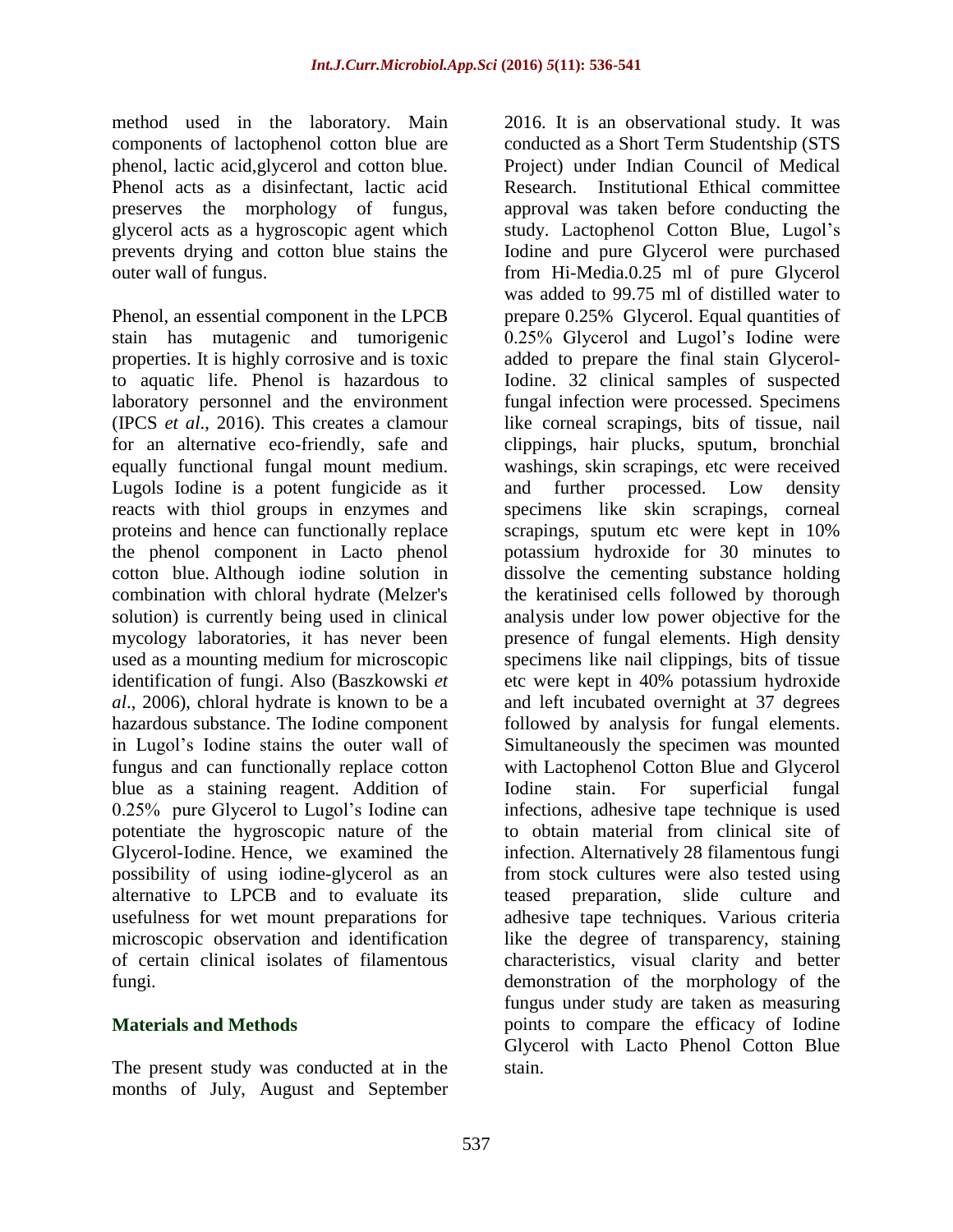method used in the laboratory. Main components of lactophenol cotton blue are phenol, lactic acid,glycerol and cotton blue. Phenol acts as a disinfectant, lactic acid preserves the morphology of fungus, glycerol acts as a hygroscopic agent which prevents drying and cotton blue stains the outer wall of fungus.

Phenol, an essential component in the LPCB stain has mutagenic and tumorigenic properties. It is highly corrosive and is toxic to aquatic life. Phenol is hazardous to laboratory personnel and the environment (IPCS *et al*., 2016). This creates a clamour for an alternative eco-friendly, safe and equally functional fungal mount medium. Lugols Iodine is a potent fungicide as it reacts with thiol groups in enzymes and proteins and hence can functionally replace the phenol component in Lacto phenol cotton blue. Although iodine solution in combination with chloral hydrate (Melzer's solution) is currently being used in clinical mycology laboratories, it has never been used as a mounting medium for microscopic identification of fungi. Also (Baszkowski *et al*., 2006), chloral hydrate is known to be a hazardous substance. The Iodine component in Lugol's Iodine stains the outer wall of fungus and can functionally replace cotton blue as a staining reagent. Addition of 0.25% pure Glycerol to Lugol's Iodine can potentiate the hygroscopic nature of the Glycerol-Iodine. Hence, we examined the possibility of using iodine-glycerol as an alternative to LPCB and to evaluate its usefulness for wet mount preparations for microscopic observation and identification of certain clinical isolates of filamentous fungi.

## Materials and Methods

The present study was conducted at in the months of July, August and September 2016. It is an observational study. It was conducted as a Short Term Studentship (STS Project) under Indian Council of Medical Research. Institutional Ethical committee approval was taken before conducting the study. Lactophenol Cotton Blue, Lugol's Iodine and pure Glycerol were purchased from Hi-Media.0.25 ml of pure Glycerol was added to 99.75 ml of distilled water to prepare 0.25% Glycerol. Equal quantities of 0.25% Glycerol and Lugol's Iodine were added to prepare the final stain Glycerol-Iodine. 32 clinical samples of suspected fungal infection were processed. Specimens like corneal scrapings, bits of tissue, nail clippings, hair plucks, sputum, bronchial washings, skin scrapings, etc were received and further processed. Low density specimens like skin scrapings, corneal scrapings, sputum etc were kept in 10% potassium hydroxide for 30 minutes to dissolve the cementing substance holding the keratinised cells followed by thorough analysis under low power objective for the presence of fungal elements. High density specimens like nail clippings, bits of tissue etc were kept in 40% potassium hydroxide and left incubated overnight at 37 degrees followed by analysis for fungal elements. Simultaneously the specimen was mounted with Lactophenol Cotton Blue and Glycerol Iodine stain. For superficial fungal infections, adhesive tape technique is used to obtain material from clinical site of infection. Alternatively 28 filamentous fungi from stock cultures were also tested using teased preparation, slide culture and adhesive tape techniques. Various criteria like the degree of transparency, staining characteristics, visual clarity and better demonstration of the morphology of the fungus under study are taken as measuring points to compare the efficacy of Iodine Glycerol with Lacto Phenol Cotton Blue stain.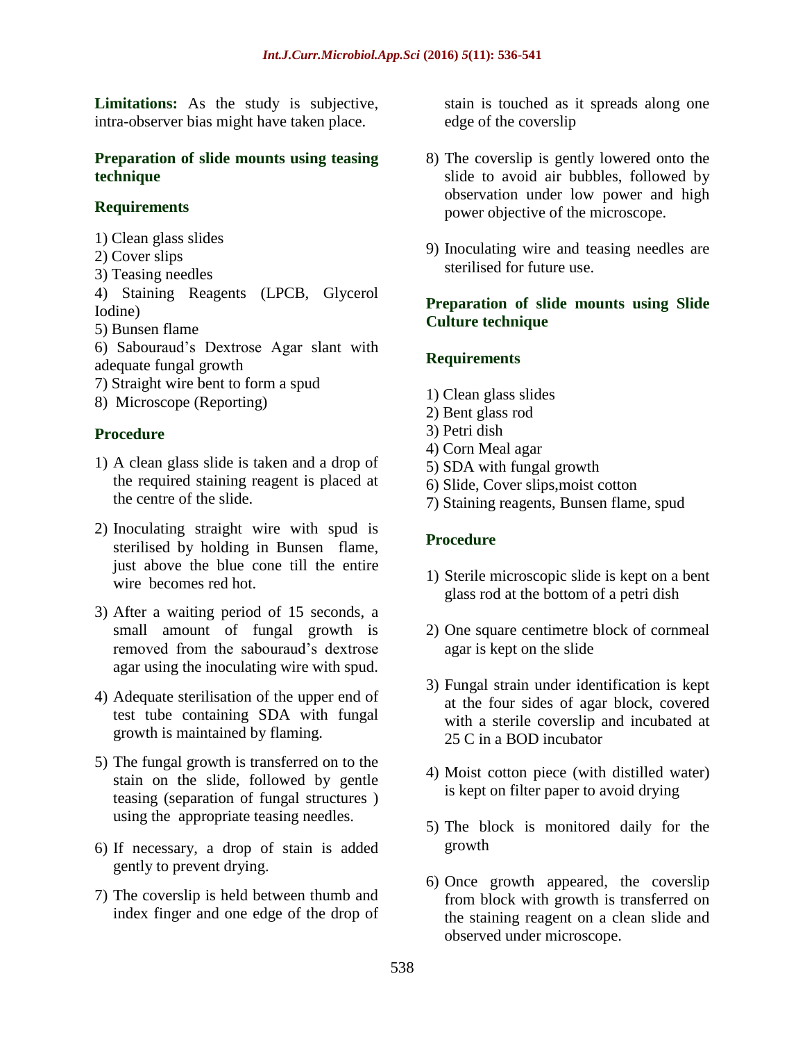**Limitations:** As the study is subjective, intra-observer bias might have taken place.

### Preparation of slide mounts using teasing technique

#### Requirements

1) Clean glass slides
2) Cover slips
3) Teasing needles
4) Staining Reagents (LPCB, Glycerol Iodine)
5) Bunsen flame
6) Sabouraud's Dextrose Agar slant with adequate fungal growth
7) Straight wire bent to form a spud
8) Microscope (Reporting)

#### Procedure

1) A clean glass slide is taken and a drop of the required staining reagent is placed at the centre of the slide.

2) Inoculating straight wire with spud is sterilised by holding in Bunsen flame, just above the blue cone till the entire wire becomes red hot.

3) After a waiting period of 15 seconds, a small amount of fungal growth is removed from the sabouraud's dextrose agar using the inoculating wire with spud.

4) Adequate sterilisation of the upper end of test tube containing SDA with fungal growth is maintained by flaming.

5) The fungal growth is transferred on to the stain on the slide, followed by gentle teasing (separation of fungal structures ) using the appropriate teasing needles.

6) If necessary, a drop of stain is added gently to prevent drying.

7) The coverslip is held between thumb and index finger and one edge of the drop of stain is touched as it spreads along one edge of the coverslip

8) The coverslip is gently lowered onto the slide to avoid air bubbles, followed by observation under low power and high power objective of the microscope.

9) Inoculating wire and teasing needles are sterilised for future use.

### Preparation of slide mounts using Slide Culture technique

#### Requirements

1) Clean glass slides
2) Bent glass rod
3) Petri dish
4) Corn Meal agar
5) SDA with fungal growth
6) Slide, Cover slips,moist cotton
7) Staining reagents, Bunsen flame, spud

#### Procedure

1) Sterile microscopic slide is kept on a bent glass rod at the bottom of a petri dish

2) One square centimetre block of cornmeal agar is kept on the slide

3) Fungal strain under identification is kept at the four sides of agar block, covered with a sterile coverslip and incubated at 25 C in a BOD incubator

4) Moist cotton piece (with distilled water) is kept on filter paper to avoid drying

5) The block is monitored daily for the growth

6) Once growth appeared, the coverslip from block with growth is transferred on the staining reagent on a clean slide and observed under microscope.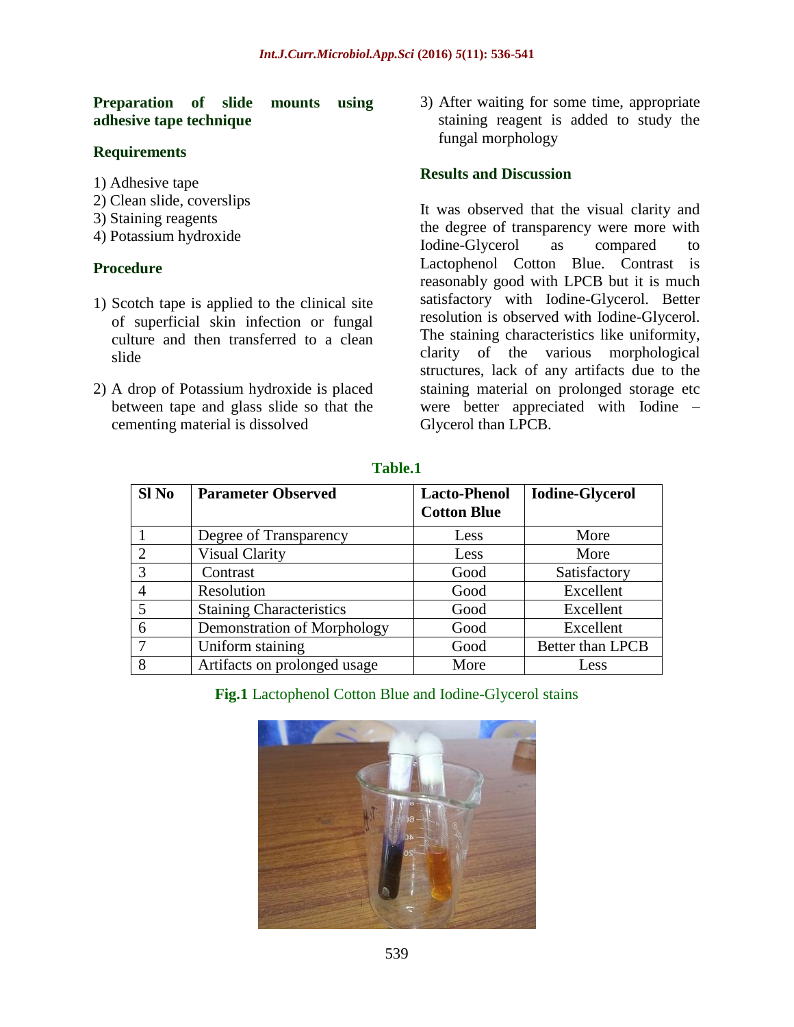### Preparation of slide mounts using adhesive tape technique

#### Requirements

1) Adhesive tape
2) Clean slide, coverslips
3) Staining reagents
4) Potassium hydroxide

#### Procedure

1) Scotch tape is applied to the clinical site of superficial skin infection or fungal culture and then transferred to a clean slide

2) A drop of Potassium hydroxide is placed between tape and glass slide so that the cementing material is dissolved

3) After waiting for some time, appropriate staining reagent is added to study the fungal morphology

## Results and Discussion

It was observed that the visual clarity and the degree of transparency were more with Iodine-Glycerol as compared to Lactophenol Cotton Blue. Contrast is reasonably good with LPCB but it is much satisfactory with Iodine-Glycerol. Better resolution is observed with Iodine-Glycerol. The staining characteristics like uniformity, clarity of the various morphological structures, lack of any artifacts due to the staining material on prolonged storage etc were better appreciated with Iodine – Glycerol than LPCB.

**Table.1**

| Sl No | Parameter Observed | Lacto-Phenol Cotton Blue | Iodine-Glycerol |
|---|---|---|---|
| 1 | Degree of Transparency | Less | More |
| 2 | Visual Clarity | Less | More |
| 3 | Contrast | Good | Satisfactory |
| 4 | Resolution | Good | Excellent |
| 5 | Staining Characteristics | Good | Excellent |
| 6 | Demonstration of Morphology | Good | Excellent |
| 7 | Uniform staining | Good | Better than LPCB |
| 8 | Artifacts on prolonged usage | More | Less |

**Fig.1** Lactophenol Cotton Blue and Iodine-Glycerol stains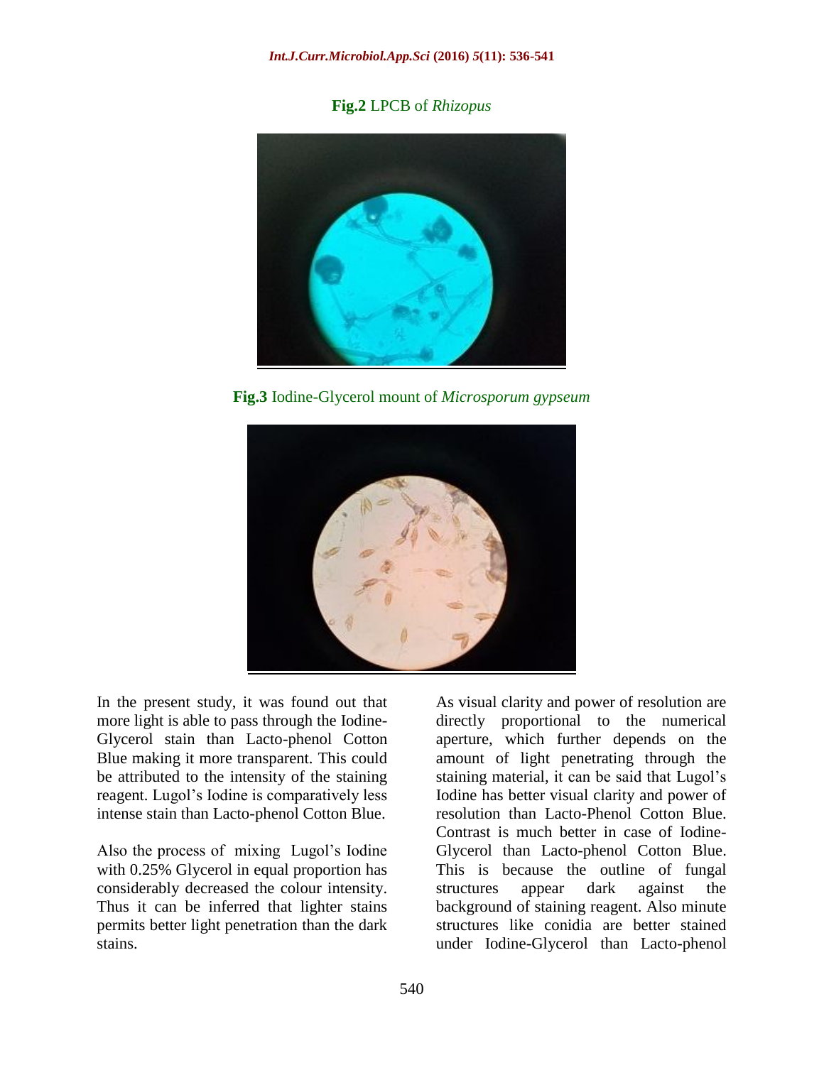**Fig.2** LPCB of *Rhizopus*

**Fig.3** Iodine-Glycerol mount of *Microsporum gypseum*

In the present study, it was found out that more light is able to pass through the Iodine-Glycerol stain than Lacto-phenol Cotton Blue making it more transparent. This could be attributed to the intensity of the staining reagent. Lugol's Iodine is comparatively less intense stain than Lacto-phenol Cotton Blue.

Also the process of mixing Lugol's Iodine with 0.25% Glycerol in equal proportion has considerably decreased the colour intensity. Thus it can be inferred that lighter stains permits better light penetration than the dark stains.

As visual clarity and power of resolution are directly proportional to the numerical aperture, which further depends on the amount of light penetrating through the staining material, it can be said that Lugol's Iodine has better visual clarity and power of resolution than Lacto-Phenol Cotton Blue. Contrast is much better in case of Iodine-Glycerol than Lacto-phenol Cotton Blue. This is because the outline of fungal structures appear dark against the background of staining reagent. Also minute structures like conidia are better stained under Iodine-Glycerol than Lacto-phenol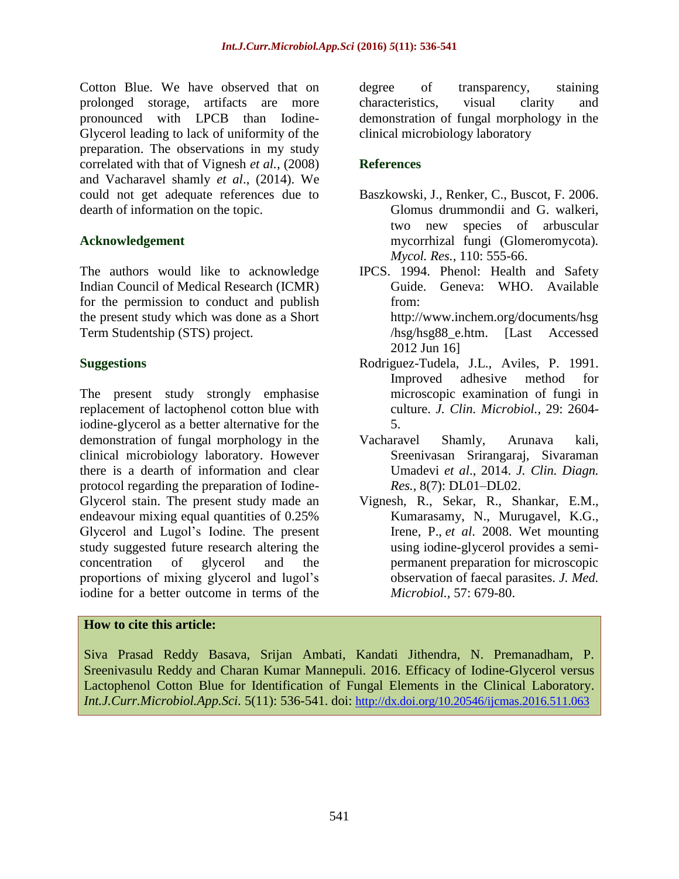Cotton Blue. We have observed that on prolonged storage, artifacts are more pronounced with LPCB than Iodine-Glycerol leading to lack of uniformity of the preparation. The observations in my study correlated with that of Vignesh *et al.,* (2008) and Vacharavel shamly *et al*., (2014). We could not get adequate references due to dearth of information on the topic.

## Acknowledgement

The authors would like to acknowledge Indian Council of Medical Research (ICMR) for the permission to conduct and publish the present study which was done as a Short Term Studentship (STS) project.

## Suggestions

The present study strongly emphasise replacement of lactophenol cotton blue with iodine-glycerol as a better alternative for the demonstration of fungal morphology in the clinical microbiology laboratory. However there is a dearth of information and clear protocol regarding the preparation of Iodine-Glycerol stain. The present study made an endeavour mixing equal quantities of 0.25% Glycerol and Lugol's Iodine. The present study suggested future research altering the concentration of glycerol and the proportions of mixing glycerol and lugol's iodine for a better outcome in terms of the degree of transparency, staining characteristics, visual clarity and demonstration of fungal morphology in the clinical microbiology laboratory

## References

Baszkowski, J., Renker, C., Buscot, F. 2006. Glomus drummondii and G. walkeri, two new species of arbuscular mycorrhizal fungi (Glomeromycota). *Mycol. Res.,* 110: 555-66.

IPCS. 1994. Phenol: Health and Safety Guide. Geneva: WHO. Available from: http://www.inchem.org/documents/hsg/hsg/hsg88_e.htm. [Last Accessed 2012 Jun 16]

Rodriguez-Tudela, J.L., Aviles, P. 1991. Improved adhesive method for microscopic examination of fungi in culture. *J. Clin. Microbiol.,* 29: 2604-5.

Vacharavel Shamly, Arunava kali, Sreenivasan Srirangaraj, Sivaraman Umadevi *et al*., 2014. *J. Clin. Diagn. Res.,* 8(7): DL01–DL02.

Vignesh, R., Sekar, R., Shankar, E.M., Kumarasamy, N., Murugavel, K.G., Irene, P., *et al*. 2008. Wet mounting using iodine-glycerol provides a semi-permanent preparation for microscopic observation of faecal parasites. *J. Med. Microbiol.,* 57: 679-80.

**How to cite this article:**

Siva Prasad Reddy Basava, Srijan Ambati, Kandati Jithendra, N. Premanadham, P. Sreenivasulu Reddy and Charan Kumar Mannepuli. 2016. Efficacy of Iodine-Glycerol versus Lactophenol Cotton Blue for Identification of Fungal Elements in the Clinical Laboratory. *Int.J.Curr.Microbiol.App.Sci.* 5(11): 536-541. doi: http://dx.doi.org/10.20546/ijcmas.2016.511.063